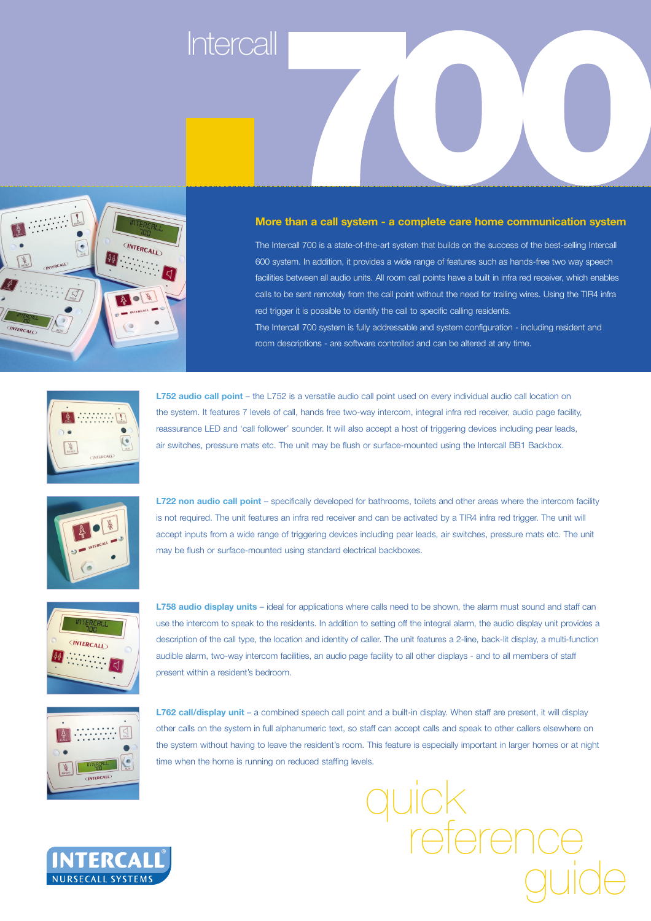# Intercall 700

## More than a call system - a complete care home communication system

The Intercall 700 is a state-of-the-art system that builds on the success of the best-selling Intercall 600 system. In addition, it provides a wide range of features such as hands-free two way speech facilities between all audio units. All room call points have a built in infra red receiver, which enables calls to be sent remotely from the call point without the need for trailing wires. Using the TIR4 infra red trigger it is possible to identify the call to specific calling residents.

The Intercall 700 system is fully addressable and system configuration - including resident and room descriptions - are software controlled and can be altered at any time.

**L752 audio call point** – the L752 is a versatile audio call point used on every individual audio call location on the system. It features 7 levels of call, hands free two-way intercom, integral infra red receiver, audio page facility, reassurance LED and 'call follower' sounder. It will also accept a host of triggering devices including pear leads, air switches, pressure mats etc. The unit may be flush or surface-mounted using the Intercall BB1 Backbox.

**L722 non audio call point** – specifically developed for bathrooms, toilets and other areas where the intercom facility is not required. The unit features an infra red receiver and can be activated by a TIR4 infra red trigger. The unit will accept inputs from a wide range of triggering devices including pear leads, air switches, pressure mats etc. The unit may be flush or surface-mounted using standard electrical backboxes.

**L758 audio display units** – ideal for applications where calls need to be shown, the alarm must sound and staff can use the intercom to speak to the residents. In addition to setting off the integral alarm, the audio display unit provides a description of the call type, the location and identity of caller. The unit features a 2-line, back-lit display, a multi-function audible alarm, two-way intercom facilities, an audio page facility to all other displays - and to all members of staff present within a resident's bedroom.

**L762 call/display unit** – a combined speech call point and a built-in display. When staff are present, it will display other calls on the system in full alphanumeric text, so staff can accept calls and speak to other callers elsewhere on the system without having to leave the resident's room. This feature is especially important in larger homes or at night time when the home is running on reduced staffing levels.

INTERCALL® NURSECALL SYSTEMS

quick reference guide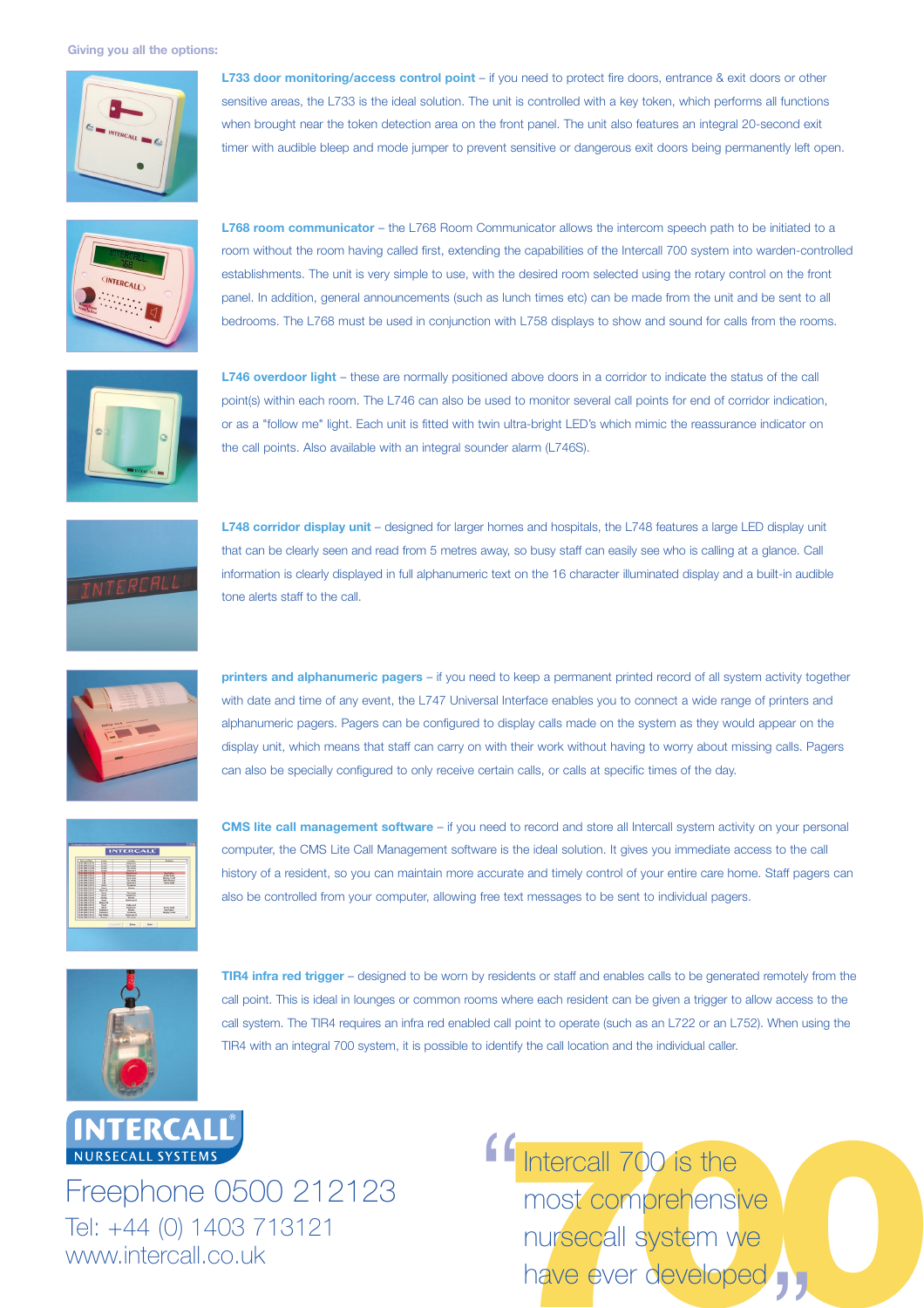Giving you all the options:

**L733 door monitoring/access control point** – if you need to protect fire doors, entrance & exit doors or other sensitive areas, the L733 is the ideal solution. The unit is controlled with a key token, which performs all functions when brought near the token detection area on the front panel. The unit also features an integral 20-second exit timer with audible bleep and mode jumper to prevent sensitive or dangerous exit doors being permanently left open.

**L768 room communicator** – the L768 Room Communicator allows the intercom speech path to be initiated to a room without the room having called first, extending the capabilities of the Intercall 700 system into warden-controlled establishments. The unit is very simple to use, with the desired room selected using the rotary control on the front panel. In addition, general announcements (such as lunch times etc) can be made from the unit and be sent to all bedrooms. The L768 must be used in conjunction with L758 displays to show and sound for calls from the rooms.

**L746 overdoor light** – these are normally positioned above doors in a corridor to indicate the status of the call point(s) within each room. The L746 can also be used to monitor several call points for end of corridor indication, or as a "follow me" light. Each unit is fitted with twin ultra-bright LED's which mimic the reassurance indicator on the call points. Also available with an integral sounder alarm (L746S).

**L748 corridor display unit** – designed for larger homes and hospitals, the L748 features a large LED display unit that can be clearly seen and read from 5 metres away, so busy staff can easily see who is calling at a glance. Call information is clearly displayed in full alphanumeric text on the 16 character illuminated display and a built-in audible tone alerts staff to the call.

**printers and alphanumeric pagers** – if you need to keep a permanent printed record of all system activity together with date and time of any event, the L747 Universal Interface enables you to connect a wide range of printers and alphanumeric pagers. Pagers can be configured to display calls made on the system as they would appear on the display unit, which means that staff can carry on with their work without having to worry about missing calls. Pagers can also be specially configured to only receive certain calls, or calls at specific times of the day.

**CMS lite call management software** – if you need to record and store all Intercall system activity on your personal computer, the CMS Lite Call Management software is the ideal solution. It gives you immediate access to the call history of a resident, so you can maintain more accurate and timely control of your entire care home. Staff pagers can also be controlled from your computer, allowing free text messages to be sent to individual pagers.

**TIR4 infra red trigger** – designed to be worn by residents or staff and enables calls to be generated remotely from the call point. This is ideal in lounges or common rooms where each resident can be given a trigger to allow access to the call system. The TIR4 requires an infra red enabled call point to operate (such as an L722 or an L752). When using the TIR4 with an integral 700 system, it is possible to identify the call location and the individual caller.

INTERCALL®
NURSECALL SYSTEMS

Freephone 0500 212123
Tel: +44 (0) 1403 713121
www.intercall.co.uk

"Intercall 700 is the most comprehensive nursecall system we have ever developed"